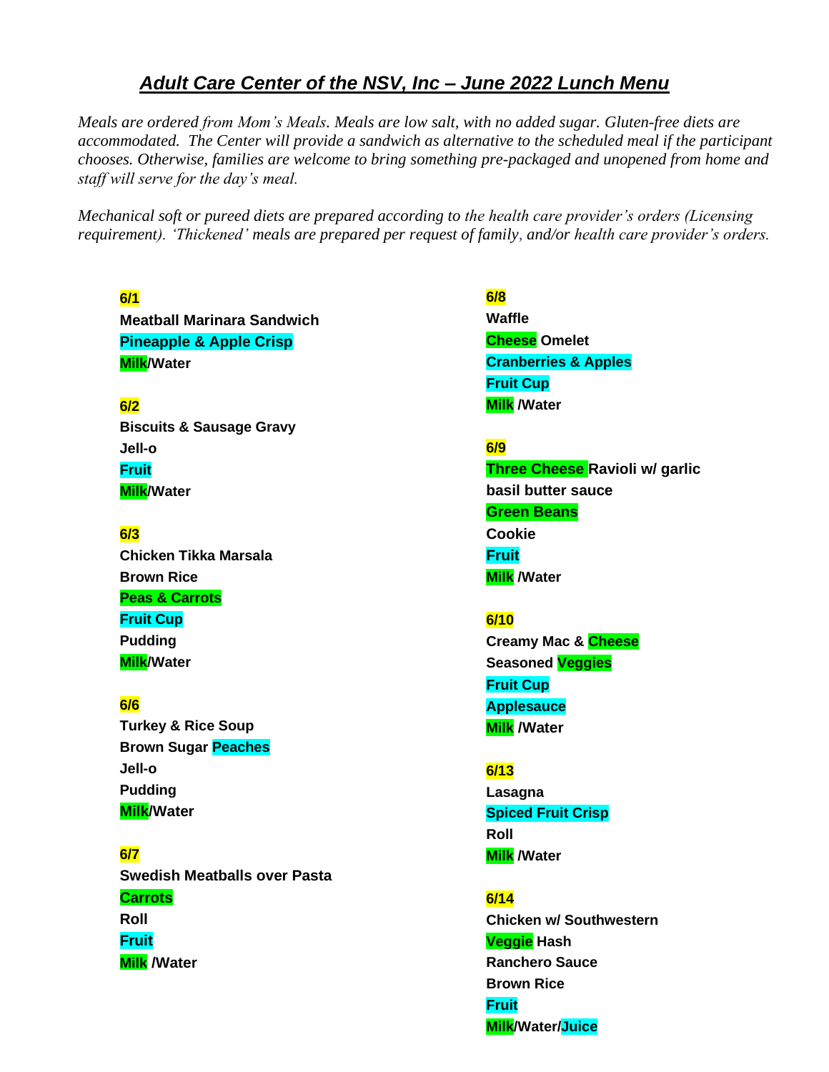# *Adult Care Center of the NSV, Inc – June 2022 Lunch Menu*

*Meals are ordered from Mom's Meals. Meals are low salt, with no added sugar. Gluten-free diets are accommodated. The Center will provide a sandwich as alternative to the scheduled meal if the participant chooses. Otherwise, families are welcome to bring something pre-packaged and unopened from home and staff will serve for the day's meal.*

*Mechanical soft or pureed diets are prepared according to the health care provider's orders (Licensing requirement). 'Thickened' meals are prepared per request of family, and/or health care provider's orders.*

**6/1**
**Meatball Marinara Sandwich**
**Pineapple & Apple Crisp**
**Milk/Water**

**6/2**
**Biscuits & Sausage Gravy**
**Jell-o**
**Fruit**
**Milk/Water**

**6/3**
**Chicken Tikka Marsala**
**Brown Rice**
**Peas & Carrots**
**Fruit Cup**
**Pudding**
**Milk/Water**

**6/6**
**Turkey & Rice Soup**
**Brown Sugar Peaches**
**Jell-o**
**Pudding**
**Milk/Water**

**6/7**
**Swedish Meatballs over Pasta**
**Carrots**
**Roll**
**Fruit**
**Milk /Water**

**6/8**
**Waffle**
**Cheese Omelet**
**Cranberries & Apples**
**Fruit Cup**
**Milk /Water**

**6/9**
**Three Cheese Ravioli w/ garlic basil butter sauce**
**Green Beans**
**Cookie**
**Fruit**
**Milk /Water**

**6/10**
**Creamy Mac & Cheese**
**Seasoned Veggies**
**Fruit Cup**
**Applesauce**
**Milk /Water**

**6/13**
**Lasagna**
**Spiced Fruit Crisp**
**Roll**
**Milk /Water**

**6/14**
**Chicken w/ Southwestern Veggie Hash**
**Ranchero Sauce**
**Brown Rice**
**Fruit**
**Milk/Water/Juice**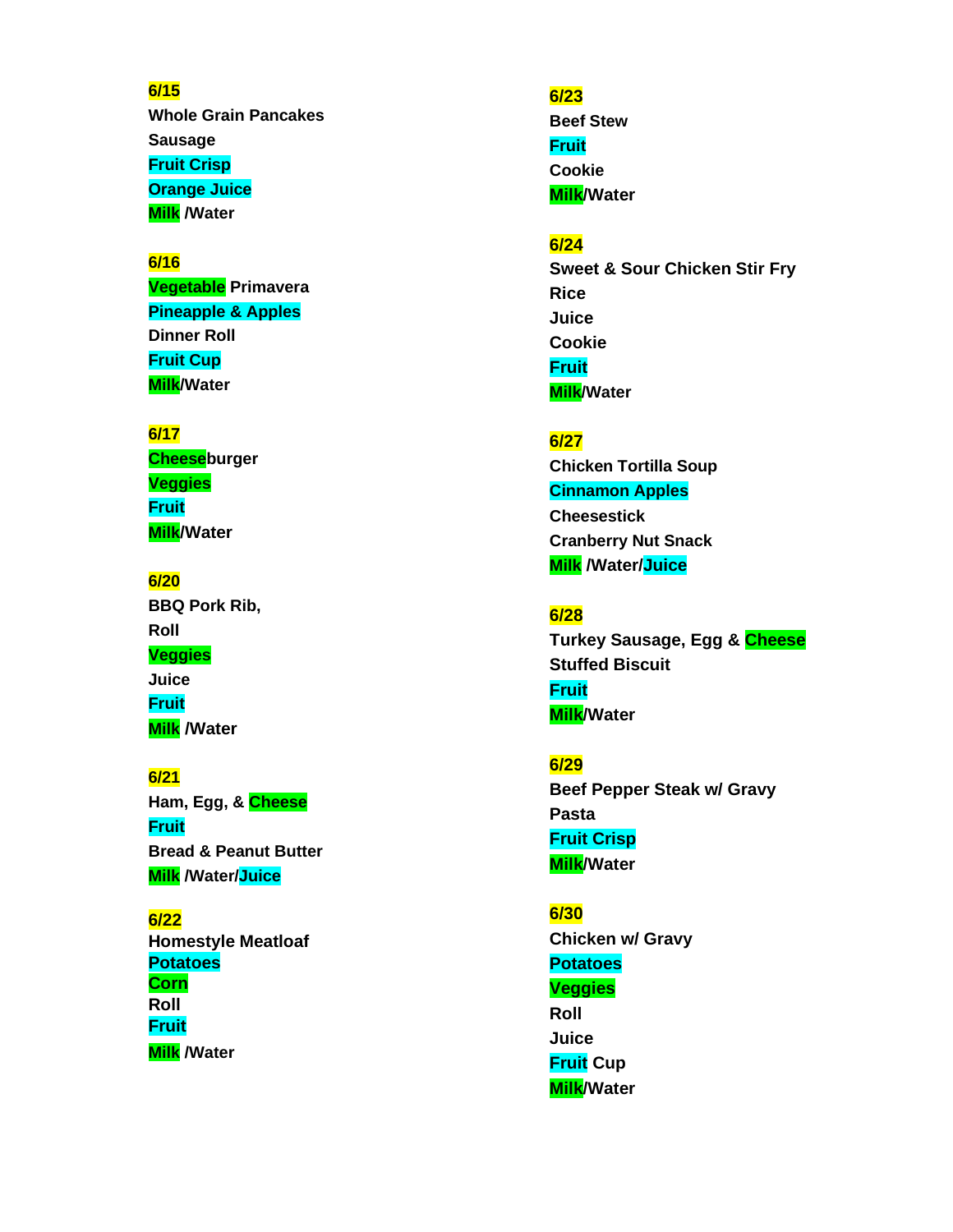**6/15**
Whole Grain Pancakes
Sausage
Fruit Crisp
Orange Juice
Milk /Water

**6/16**
Vegetable Primavera
Pineapple & Apples
Dinner Roll
Fruit Cup
Milk/Water

**6/17**
Cheeseburger
Veggies
Fruit
Milk/Water

**6/20**
BBQ Pork Rib,
Roll
Veggies
Juice
Fruit
Milk /Water

**6/21**
Ham, Egg, & Cheese
Fruit
Bread & Peanut Butter
Milk /Water/Juice

**6/22**
Homestyle Meatloaf
Potatoes
Corn
Roll
Fruit
Milk /Water

**6/23**
Beef Stew
Fruit
Cookie
Milk/Water

**6/24**
Sweet & Sour Chicken Stir Fry
Rice
Juice
Cookie
Fruit
Milk/Water

**6/27**
Chicken Tortilla Soup
Cinnamon Apples
Cheesestick
Cranberry Nut Snack
Milk /Water/Juice

**6/28**
Turkey Sausage, Egg & Cheese
Stuffed Biscuit
Fruit
Milk/Water

**6/29**
Beef Pepper Steak w/ Gravy
Pasta
Fruit Crisp
Milk/Water

**6/30**
Chicken w/ Gravy
Potatoes
Veggies
Roll
Juice
Fruit Cup
Milk/Water